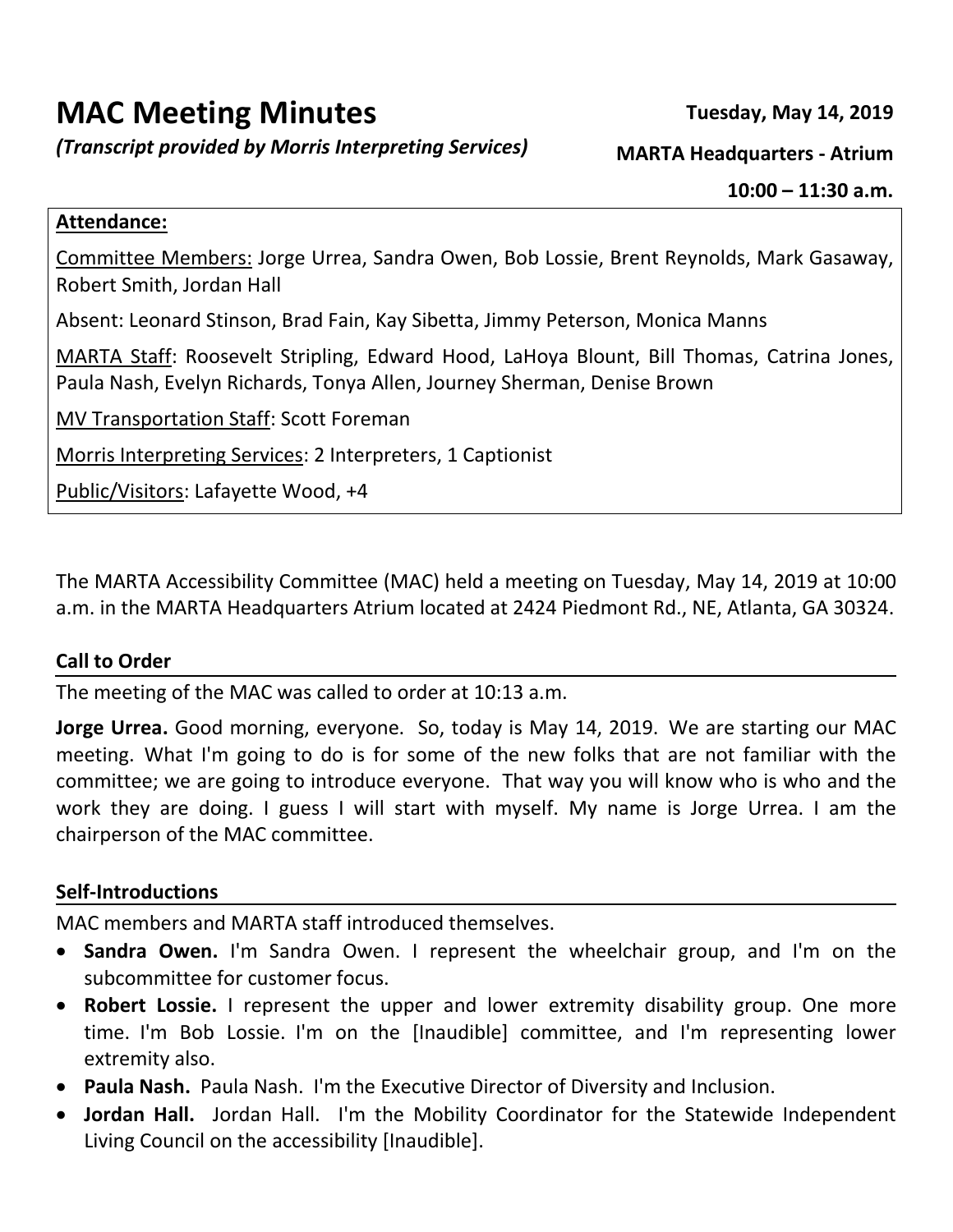# MAC Meeting Minutes

*(Transcript provided by Morris Interpreting Services)*

**Tuesday, May 14, 2019**

**MARTA Headquarters - Atrium**

**10:00 – 11:30 a.m.**

**Attendance:**

Committee Members: Jorge Urrea, Sandra Owen, Bob Lossie, Brent Reynolds, Mark Gasaway, Robert Smith, Jordan Hall

Absent: Leonard Stinson, Brad Fain, Kay Sibetta, Jimmy Peterson, Monica Manns

MARTA Staff: Roosevelt Stripling, Edward Hood, LaHoya Blount, Bill Thomas, Catrina Jones, Paula Nash, Evelyn Richards, Tonya Allen, Journey Sherman, Denise Brown

MV Transportation Staff: Scott Foreman

Morris Interpreting Services: 2 Interpreters, 1 Captionist

Public/Visitors: Lafayette Wood, +4

The MARTA Accessibility Committee (MAC) held a meeting on Tuesday, May 14, 2019 at 10:00 a.m. in the MARTA Headquarters Atrium located at 2424 Piedmont Rd., NE, Atlanta, GA 30324.

## Call to Order

The meeting of the MAC was called to order at 10:13 a.m.

**Jorge Urrea.** Good morning, everyone. So, today is May 14, 2019. We are starting our MAC meeting. What I'm going to do is for some of the new folks that are not familiar with the committee; we are going to introduce everyone. That way you will know who is who and the work they are doing. I guess I will start with myself. My name is Jorge Urrea. I am the chairperson of the MAC committee.

## Self-Introductions

MAC members and MARTA staff introduced themselves.

- **Sandra Owen.** I'm Sandra Owen. I represent the wheelchair group, and I'm on the subcommittee for customer focus.
- **Robert Lossie.** I represent the upper and lower extremity disability group. One more time. I'm Bob Lossie. I'm on the [Inaudible] committee, and I'm representing lower extremity also.
- **Paula Nash.** Paula Nash. I'm the Executive Director of Diversity and Inclusion.
- **Jordan Hall.** Jordan Hall. I'm the Mobility Coordinator for the Statewide Independent Living Council on the accessibility [Inaudible].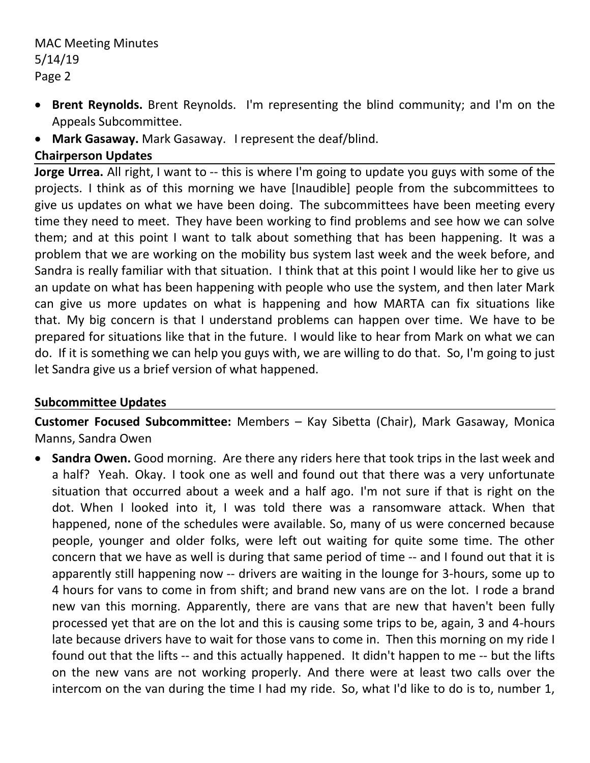- **Brent Reynolds.** Brent Reynolds. I'm representing the blind community; and I'm on the Appeals Subcommittee.
- **Mark Gasaway.** Mark Gasaway. I represent the deaf/blind.

## Chairperson Updates

**Jorge Urrea.** All right, I want to -- this is where I'm going to update you guys with some of the projects. I think as of this morning we have [Inaudible] people from the subcommittees to give us updates on what we have been doing. The subcommittees have been meeting every time they need to meet. They have been working to find problems and see how we can solve them; and at this point I want to talk about something that has been happening. It was a problem that we are working on the mobility bus system last week and the week before, and Sandra is really familiar with that situation. I think that at this point I would like her to give us an update on what has been happening with people who use the system, and then later Mark can give us more updates on what is happening and how MARTA can fix situations like that. My big concern is that I understand problems can happen over time. We have to be prepared for situations like that in the future. I would like to hear from Mark on what we can do. If it is something we can help you guys with, we are willing to do that. So, I'm going to just let Sandra give us a brief version of what happened.

## Subcommittee Updates

**Customer Focused Subcommittee:** Members – Kay Sibetta (Chair), Mark Gasaway, Monica Manns, Sandra Owen

- **Sandra Owen.** Good morning. Are there any riders here that took trips in the last week and a half? Yeah. Okay. I took one as well and found out that there was a very unfortunate situation that occurred about a week and a half ago. I'm not sure if that is right on the dot. When I looked into it, I was told there was a ransomware attack. When that happened, none of the schedules were available. So, many of us were concerned because people, younger and older folks, were left out waiting for quite some time. The other concern that we have as well is during that same period of time -- and I found out that it is apparently still happening now -- drivers are waiting in the lounge for 3-hours, some up to 4 hours for vans to come in from shift; and brand new vans are on the lot. I rode a brand new van this morning. Apparently, there are vans that are new that haven't been fully processed yet that are on the lot and this is causing some trips to be, again, 3 and 4-hours late because drivers have to wait for those vans to come in. Then this morning on my ride I found out that the lifts -- and this actually happened. It didn't happen to me -- but the lifts on the new vans are not working properly. And there were at least two calls over the intercom on the van during the time I had my ride. So, what I'd like to do is to, number 1,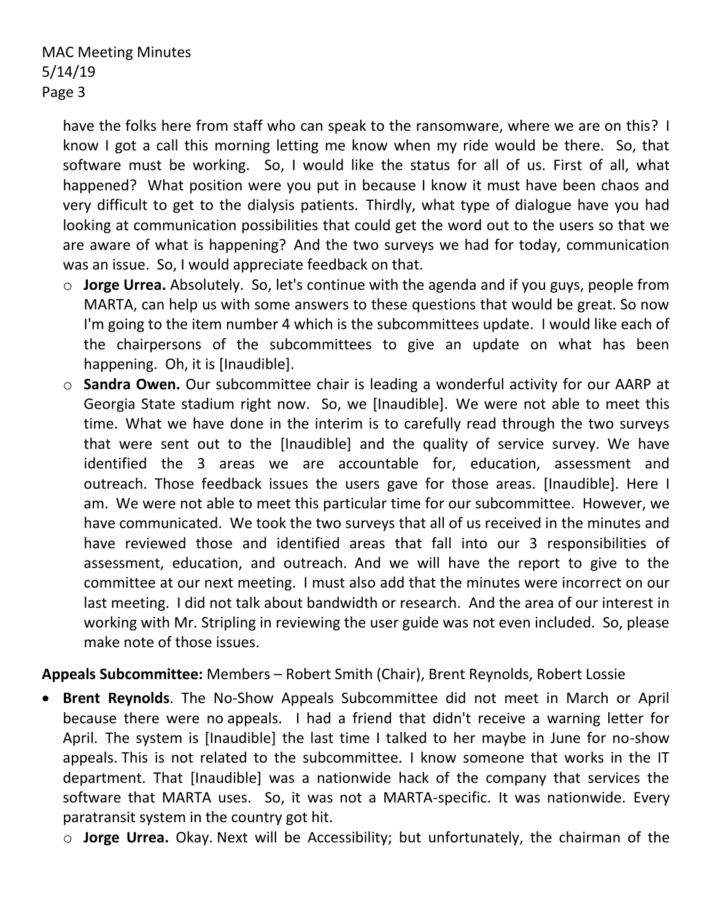have the folks here from staff who can speak to the ransomware, where we are on this? I know I got a call this morning letting me know when my ride would be there. So, that software must be working. So, I would like the status for all of us. First of all, what happened? What position were you put in because I know it must have been chaos and very difficult to get to the dialysis patients. Thirdly, what type of dialogue have you had looking at communication possibilities that could get the word out to the users so that we are aware of what is happening? And the two surveys we had for today, communication was an issue. So, I would appreciate feedback on that.

- **Jorge Urrea.** Absolutely. So, let's continue with the agenda and if you guys, people from MARTA, can help us with some answers to these questions that would be great. So now I'm going to the item number 4 which is the subcommittees update. I would like each of the chairpersons of the subcommittees to give an update on what has been happening. Oh, it is [Inaudible].
- **Sandra Owen.** Our subcommittee chair is leading a wonderful activity for our AARP at Georgia State stadium right now. So, we [Inaudible]. We were not able to meet this time. What we have done in the interim is to carefully read through the two surveys that were sent out to the [Inaudible] and the quality of service survey. We have identified the 3 areas we are accountable for, education, assessment and outreach. Those feedback issues the users gave for those areas. [Inaudible]. Here I am. We were not able to meet this particular time for our subcommittee. However, we have communicated. We took the two surveys that all of us received in the minutes and have reviewed those and identified areas that fall into our 3 responsibilities of assessment, education, and outreach. And we will have the report to give to the committee at our next meeting. I must also add that the minutes were incorrect on our last meeting. I did not talk about bandwidth or research. And the area of our interest in working with Mr. Stripling in reviewing the user guide was not even included. So, please make note of those issues.

**Appeals Subcommittee:** Members – Robert Smith (Chair), Brent Reynolds, Robert Lossie

- **Brent Reynolds**. The No-Show Appeals Subcommittee did not meet in March or April because there were no appeals. I had a friend that didn't receive a warning letter for April. The system is [Inaudible] the last time I talked to her maybe in June for no-show appeals. This is not related to the subcommittee. I know someone that works in the IT department. That [Inaudible] was a nationwide hack of the company that services the software that MARTA uses. So, it was not a MARTA-specific. It was nationwide. Every paratransit system in the country got hit.
  - **Jorge Urrea.** Okay. Next will be Accessibility; but unfortunately, the chairman of the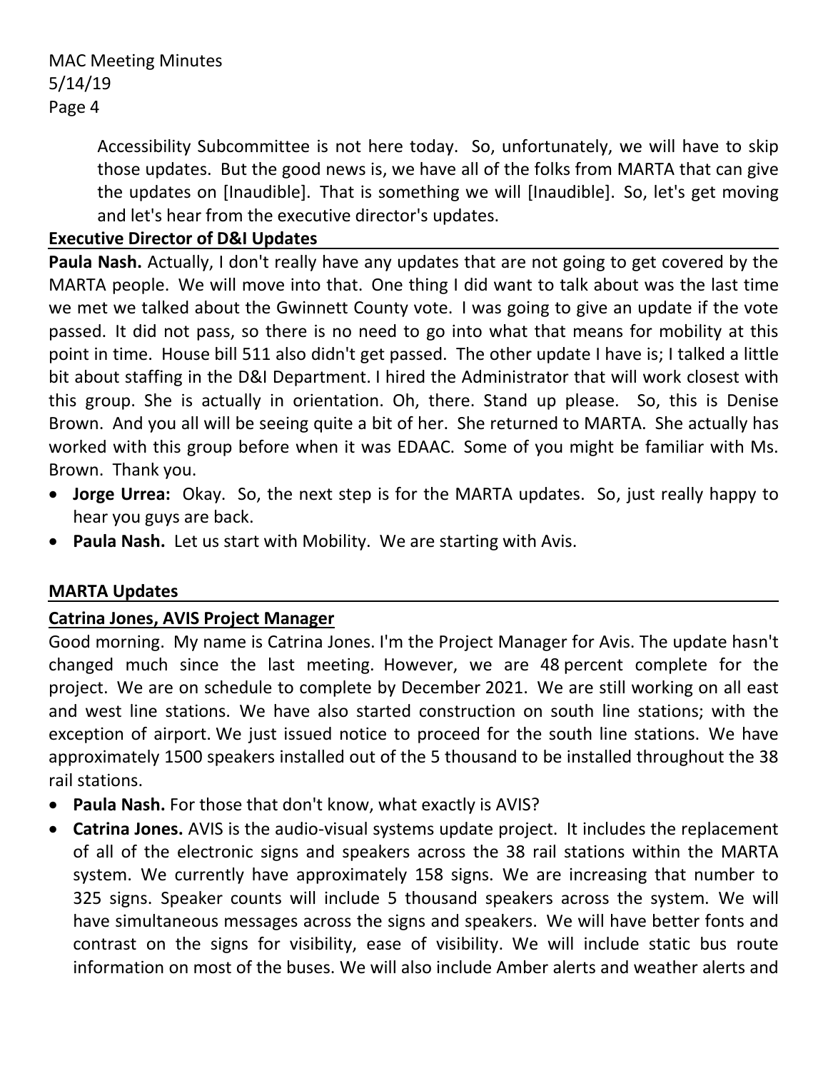Accessibility Subcommittee is not here today. So, unfortunately, we will have to skip those updates. But the good news is, we have all of the folks from MARTA that can give the updates on [Inaudible]. That is something we will [Inaudible]. So, let's get moving and let's hear from the executive director's updates.

## Executive Director of D&I Updates

**Paula Nash.** Actually, I don't really have any updates that are not going to get covered by the MARTA people. We will move into that. One thing I did want to talk about was the last time we met we talked about the Gwinnett County vote. I was going to give an update if the vote passed. It did not pass, so there is no need to go into what that means for mobility at this point in time. House bill 511 also didn't get passed. The other update I have is; I talked a little bit about staffing in the D&I Department. I hired the Administrator that will work closest with this group. She is actually in orientation. Oh, there. Stand up please. So, this is Denise Brown. And you all will be seeing quite a bit of her. She returned to MARTA. She actually has worked with this group before when it was EDAAC. Some of you might be familiar with Ms. Brown. Thank you.

- **Jorge Urrea:** Okay. So, the next step is for the MARTA updates. So, just really happy to hear you guys are back.
- **Paula Nash.** Let us start with Mobility. We are starting with Avis.

## MARTA Updates

### Catrina Jones, AVIS Project Manager

Good morning. My name is Catrina Jones. I'm the Project Manager for Avis. The update hasn't changed much since the last meeting. However, we are 48 percent complete for the project. We are on schedule to complete by December 2021. We are still working on all east and west line stations. We have also started construction on south line stations; with the exception of airport. We just issued notice to proceed for the south line stations. We have approximately 1500 speakers installed out of the 5 thousand to be installed throughout the 38 rail stations.

- **Paula Nash.** For those that don't know, what exactly is AVIS?
- **Catrina Jones.** AVIS is the audio-visual systems update project. It includes the replacement of all of the electronic signs and speakers across the 38 rail stations within the MARTA system. We currently have approximately 158 signs. We are increasing that number to 325 signs. Speaker counts will include 5 thousand speakers across the system. We will have simultaneous messages across the signs and speakers. We will have better fonts and contrast on the signs for visibility, ease of visibility. We will include static bus route information on most of the buses. We will also include Amber alerts and weather alerts and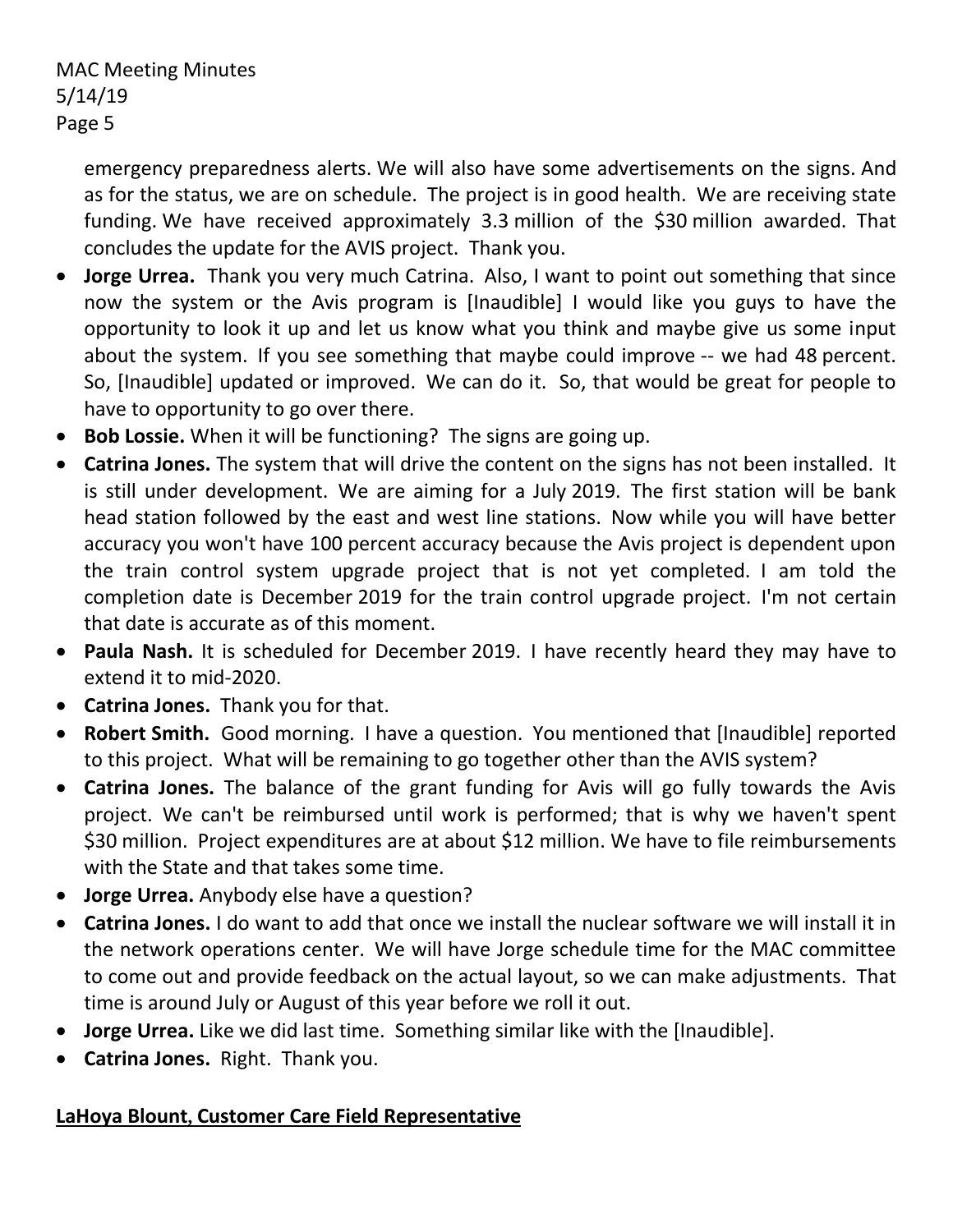emergency preparedness alerts. We will also have some advertisements on the signs. And as for the status, we are on schedule. The project is in good health. We are receiving state funding. We have received approximately 3.3 million of the $30 million awarded. That concludes the update for the AVIS project. Thank you.

- **Jorge Urrea.** Thank you very much Catrina. Also, I want to point out something that since now the system or the Avis program is [Inaudible] I would like you guys to have the opportunity to look it up and let us know what you think and maybe give us some input about the system. If you see something that maybe could improve -- we had 48 percent. So, [Inaudible] updated or improved. We can do it. So, that would be great for people to have to opportunity to go over there.
- **Bob Lossie.** When it will be functioning? The signs are going up.
- **Catrina Jones.** The system that will drive the content on the signs has not been installed. It is still under development. We are aiming for a July 2019. The first station will be bank head station followed by the east and west line stations. Now while you will have better accuracy you won't have 100 percent accuracy because the Avis project is dependent upon the train control system upgrade project that is not yet completed. I am told the completion date is December 2019 for the train control upgrade project. I'm not certain that date is accurate as of this moment.
- **Paula Nash.** It is scheduled for December 2019. I have recently heard they may have to extend it to mid-2020.
- **Catrina Jones.** Thank you for that.
- **Robert Smith.** Good morning. I have a question. You mentioned that [Inaudible] reported to this project. What will be remaining to go together other than the AVIS system?
- **Catrina Jones.** The balance of the grant funding for Avis will go fully towards the Avis project. We can't be reimbursed until work is performed; that is why we haven't spent $30 million. Project expenditures are at about $12 million. We have to file reimbursements with the State and that takes some time.
- **Jorge Urrea.** Anybody else have a question?
- **Catrina Jones.** I do want to add that once we install the nuclear software we will install it in the network operations center. We will have Jorge schedule time for the MAC committee to come out and provide feedback on the actual layout, so we can make adjustments. That time is around July or August of this year before we roll it out.
- **Jorge Urrea.** Like we did last time. Something similar like with the [Inaudible].
- **Catrina Jones.** Right. Thank you.

**<u>LaHoya Blount, Customer Care Field Representative</u>**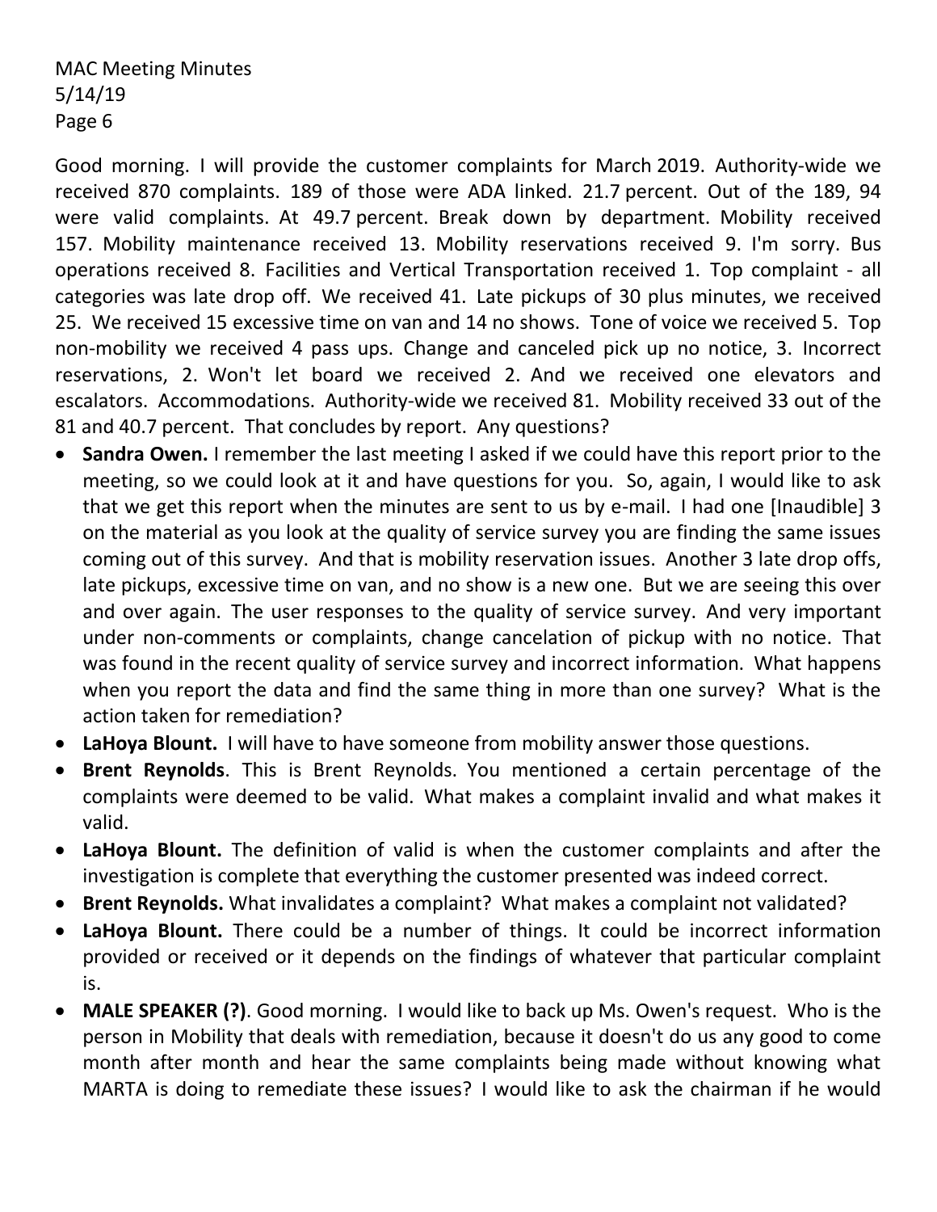Good morning. I will provide the customer complaints for March 2019. Authority-wide we received 870 complaints. 189 of those were ADA linked. 21.7 percent. Out of the 189, 94 were valid complaints. At 49.7 percent. Break down by department. Mobility received 157. Mobility maintenance received 13. Mobility reservations received 9. I'm sorry. Bus operations received 8. Facilities and Vertical Transportation received 1. Top complaint - all categories was late drop off. We received 41. Late pickups of 30 plus minutes, we received 25. We received 15 excessive time on van and 14 no shows. Tone of voice we received 5. Top non-mobility we received 4 pass ups. Change and canceled pick up no notice, 3. Incorrect reservations, 2. Won't let board we received 2. And we received one elevators and escalators. Accommodations. Authority-wide we received 81. Mobility received 33 out of the 81 and 40.7 percent. That concludes by report. Any questions?

- **Sandra Owen.** I remember the last meeting I asked if we could have this report prior to the meeting, so we could look at it and have questions for you. So, again, I would like to ask that we get this report when the minutes are sent to us by e-mail. I had one [Inaudible] 3 on the material as you look at the quality of service survey you are finding the same issues coming out of this survey. And that is mobility reservation issues. Another 3 late drop offs, late pickups, excessive time on van, and no show is a new one. But we are seeing this over and over again. The user responses to the quality of service survey. And very important under non-comments or complaints, change cancelation of pickup with no notice. That was found in the recent quality of service survey and incorrect information. What happens when you report the data and find the same thing in more than one survey? What is the action taken for remediation?
- **LaHoya Blount.** I will have to have someone from mobility answer those questions.
- **Brent Reynolds**. This is Brent Reynolds. You mentioned a certain percentage of the complaints were deemed to be valid. What makes a complaint invalid and what makes it valid.
- **LaHoya Blount.** The definition of valid is when the customer complaints and after the investigation is complete that everything the customer presented was indeed correct.
- **Brent Reynolds.** What invalidates a complaint? What makes a complaint not validated?
- **LaHoya Blount.** There could be a number of things. It could be incorrect information provided or received or it depends on the findings of whatever that particular complaint is.
- **MALE SPEAKER (?)**. Good morning. I would like to back up Ms. Owen's request. Who is the person in Mobility that deals with remediation, because it doesn't do us any good to come month after month and hear the same complaints being made without knowing what MARTA is doing to remediate these issues? I would like to ask the chairman if he would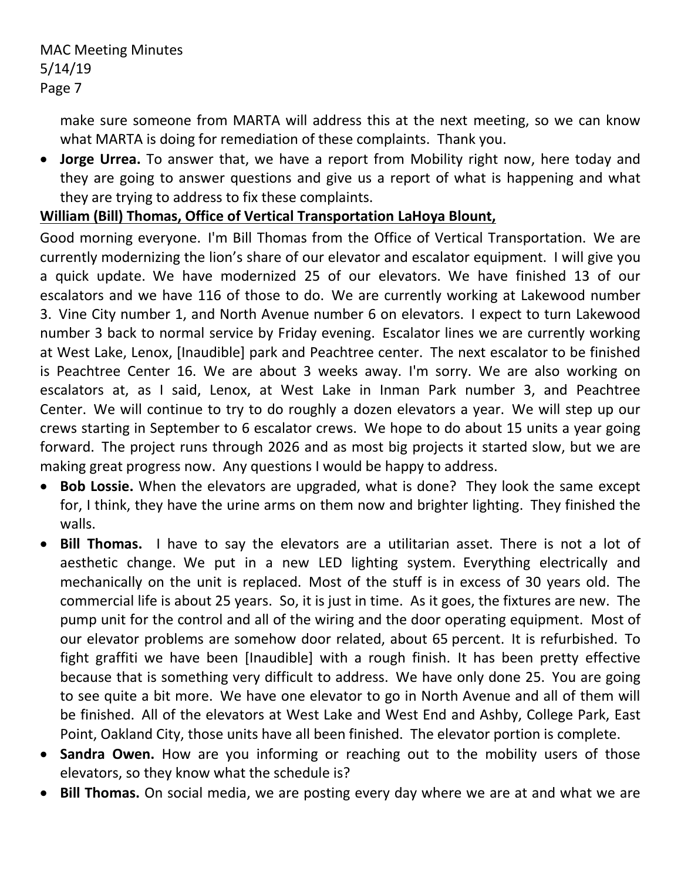make sure someone from MARTA will address this at the next meeting, so we can know what MARTA is doing for remediation of these complaints. Thank you.

- **Jorge Urrea.** To answer that, we have a report from Mobility right now, here today and they are going to answer questions and give us a report of what is happening and what they are trying to address to fix these complaints.

**<u>William (Bill) Thomas, Office of Vertical Transportation LaHoya Blount,</u>**

Good morning everyone. I'm Bill Thomas from the Office of Vertical Transportation. We are currently modernizing the lion's share of our elevator and escalator equipment. I will give you a quick update. We have modernized 25 of our elevators. We have finished 13 of our escalators and we have 116 of those to do. We are currently working at Lakewood number 3. Vine City number 1, and North Avenue number 6 on elevators. I expect to turn Lakewood number 3 back to normal service by Friday evening. Escalator lines we are currently working at West Lake, Lenox, [Inaudible] park and Peachtree center. The next escalator to be finished is Peachtree Center 16. We are about 3 weeks away. I'm sorry. We are also working on escalators at, as I said, Lenox, at West Lake in Inman Park number 3, and Peachtree Center. We will continue to try to do roughly a dozen elevators a year. We will step up our crews starting in September to 6 escalator crews. We hope to do about 15 units a year going forward. The project runs through 2026 and as most big projects it started slow, but we are making great progress now. Any questions I would be happy to address.

- **Bob Lossie.** When the elevators are upgraded, what is done? They look the same except for, I think, they have the urine arms on them now and brighter lighting. They finished the walls.
- **Bill Thomas.** I have to say the elevators are a utilitarian asset. There is not a lot of aesthetic change. We put in a new LED lighting system. Everything electrically and mechanically on the unit is replaced. Most of the stuff is in excess of 30 years old. The commercial life is about 25 years. So, it is just in time. As it goes, the fixtures are new. The pump unit for the control and all of the wiring and the door operating equipment. Most of our elevator problems are somehow door related, about 65 percent. It is refurbished. To fight graffiti we have been [Inaudible] with a rough finish. It has been pretty effective because that is something very difficult to address. We have only done 25. You are going to see quite a bit more. We have one elevator to go in North Avenue and all of them will be finished. All of the elevators at West Lake and West End and Ashby, College Park, East Point, Oakland City, those units have all been finished. The elevator portion is complete.
- **Sandra Owen.** How are you informing or reaching out to the mobility users of those elevators, so they know what the schedule is?
- **Bill Thomas.** On social media, we are posting every day where we are at and what we are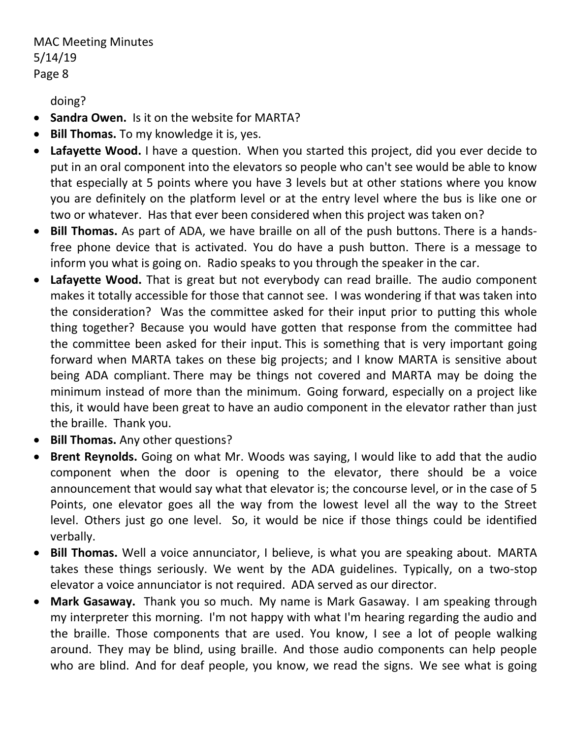doing?

- **Sandra Owen.** Is it on the website for MARTA?
- **Bill Thomas.** To my knowledge it is, yes.
- **Lafayette Wood.** I have a question. When you started this project, did you ever decide to put in an oral component into the elevators so people who can't see would be able to know that especially at 5 points where you have 3 levels but at other stations where you know you are definitely on the platform level or at the entry level where the bus is like one or two or whatever. Has that ever been considered when this project was taken on?
- **Bill Thomas.** As part of ADA, we have braille on all of the push buttons. There is a hands-free phone device that is activated. You do have a push button. There is a message to inform you what is going on. Radio speaks to you through the speaker in the car.
- **Lafayette Wood.** That is great but not everybody can read braille. The audio component makes it totally accessible for those that cannot see. I was wondering if that was taken into the consideration? Was the committee asked for their input prior to putting this whole thing together? Because you would have gotten that response from the committee had the committee been asked for their input. This is something that is very important going forward when MARTA takes on these big projects; and I know MARTA is sensitive about being ADA compliant. There may be things not covered and MARTA may be doing the minimum instead of more than the minimum. Going forward, especially on a project like this, it would have been great to have an audio component in the elevator rather than just the braille. Thank you.
- **Bill Thomas.** Any other questions?
- **Brent Reynolds.** Going on what Mr. Woods was saying, I would like to add that the audio component when the door is opening to the elevator, there should be a voice announcement that would say what that elevator is; the concourse level, or in the case of 5 Points, one elevator goes all the way from the lowest level all the way to the Street level. Others just go one level. So, it would be nice if those things could be identified verbally.
- **Bill Thomas.** Well a voice annunciator, I believe, is what you are speaking about. MARTA takes these things seriously. We went by the ADA guidelines. Typically, on a two-stop elevator a voice annunciator is not required. ADA served as our director.
- **Mark Gasaway.** Thank you so much. My name is Mark Gasaway. I am speaking through my interpreter this morning. I'm not happy with what I'm hearing regarding the audio and the braille. Those components that are used. You know, I see a lot of people walking around. They may be blind, using braille. And those audio components can help people who are blind. And for deaf people, you know, we read the signs. We see what is going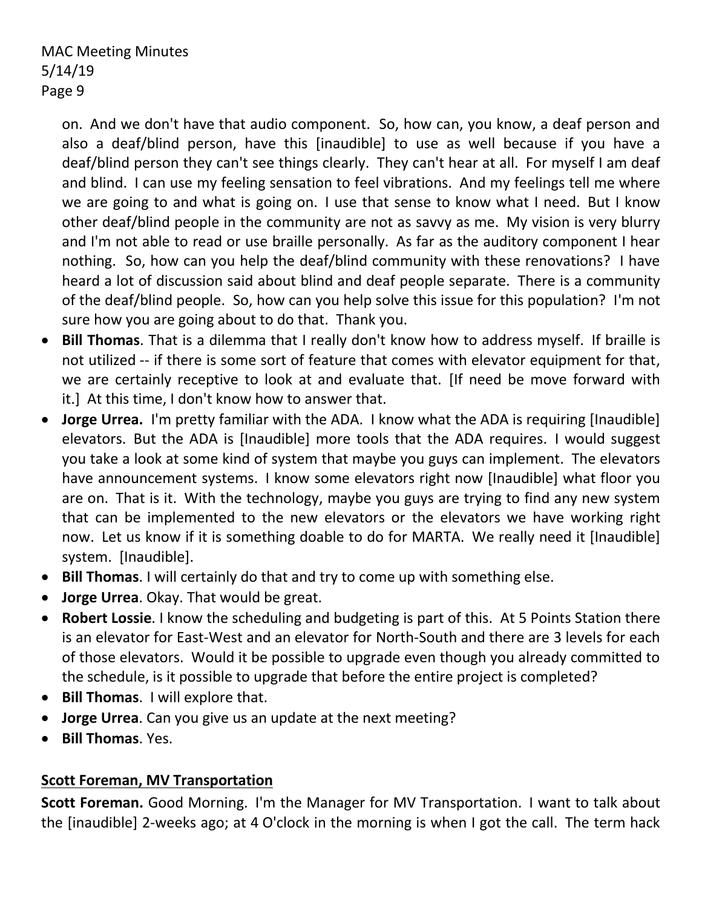on. And we don't have that audio component. So, how can, you know, a deaf person and also a deaf/blind person, have this [inaudible] to use as well because if you have a deaf/blind person they can't see things clearly. They can't hear at all. For myself I am deaf and blind. I can use my feeling sensation to feel vibrations. And my feelings tell me where we are going to and what is going on. I use that sense to know what I need. But I know other deaf/blind people in the community are not as savvy as me. My vision is very blurry and I'm not able to read or use braille personally. As far as the auditory component I hear nothing. So, how can you help the deaf/blind community with these renovations? I have heard a lot of discussion said about blind and deaf people separate. There is a community of the deaf/blind people. So, how can you help solve this issue for this population? I'm not sure how you are going about to do that. Thank you.

- **Bill Thomas**. That is a dilemma that I really don't know how to address myself. If braille is not utilized -- if there is some sort of feature that comes with elevator equipment for that, we are certainly receptive to look at and evaluate that. [If need be move forward with it.] At this time, I don't know how to answer that.
- **Jorge Urrea.** I'm pretty familiar with the ADA. I know what the ADA is requiring [Inaudible] elevators. But the ADA is [Inaudible] more tools that the ADA requires. I would suggest you take a look at some kind of system that maybe you guys can implement. The elevators have announcement systems. I know some elevators right now [Inaudible] what floor you are on. That is it. With the technology, maybe you guys are trying to find any new system that can be implemented to the new elevators or the elevators we have working right now. Let us know if it is something doable to do for MARTA. We really need it [Inaudible] system. [Inaudible].
- **Bill Thomas**. I will certainly do that and try to come up with something else.
- **Jorge Urrea**. Okay. That would be great.
- **Robert Lossie**. I know the scheduling and budgeting is part of this. At 5 Points Station there is an elevator for East-West and an elevator for North-South and there are 3 levels for each of those elevators. Would it be possible to upgrade even though you already committed to the schedule, is it possible to upgrade that before the entire project is completed?
- **Bill Thomas**. I will explore that.
- **Jorge Urrea**. Can you give us an update at the next meeting?
- **Bill Thomas**. Yes.

## Scott Foreman, MV Transportation

**Scott Foreman.** Good Morning. I'm the Manager for MV Transportation. I want to talk about the [inaudible] 2-weeks ago; at 4 O'clock in the morning is when I got the call. The term hack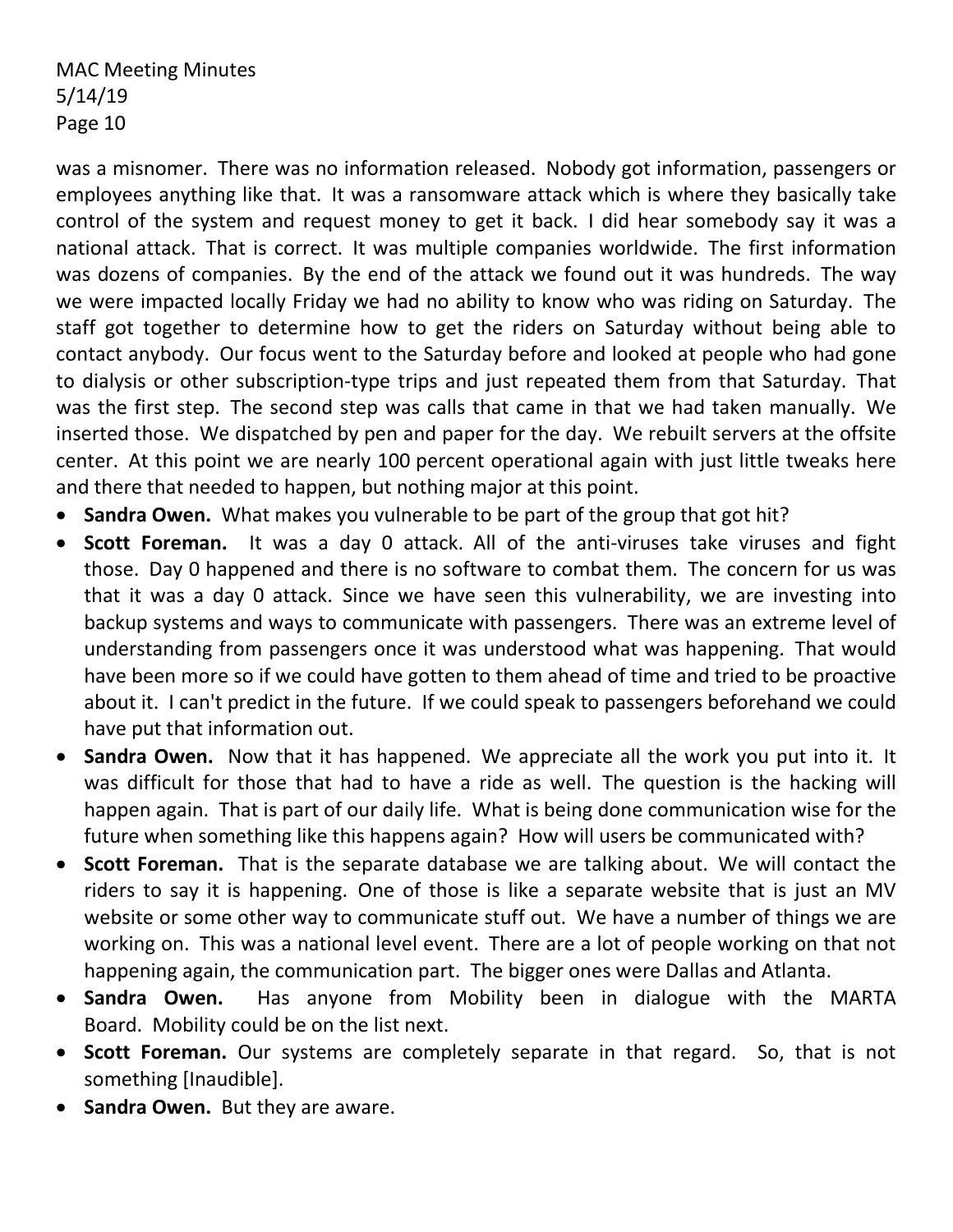was a misnomer. There was no information released. Nobody got information, passengers or employees anything like that. It was a ransomware attack which is where they basically take control of the system and request money to get it back. I did hear somebody say it was a national attack. That is correct. It was multiple companies worldwide. The first information was dozens of companies. By the end of the attack we found out it was hundreds. The way we were impacted locally Friday we had no ability to know who was riding on Saturday. The staff got together to determine how to get the riders on Saturday without being able to contact anybody. Our focus went to the Saturday before and looked at people who had gone to dialysis or other subscription-type trips and just repeated them from that Saturday. That was the first step. The second step was calls that came in that we had taken manually. We inserted those. We dispatched by pen and paper for the day. We rebuilt servers at the offsite center. At this point we are nearly 100 percent operational again with just little tweaks here and there that needed to happen, but nothing major at this point.

- **Sandra Owen.** What makes you vulnerable to be part of the group that got hit?
- **Scott Foreman.** It was a day 0 attack. All of the anti-viruses take viruses and fight those. Day 0 happened and there is no software to combat them. The concern for us was that it was a day 0 attack. Since we have seen this vulnerability, we are investing into backup systems and ways to communicate with passengers. There was an extreme level of understanding from passengers once it was understood what was happening. That would have been more so if we could have gotten to them ahead of time and tried to be proactive about it. I can't predict in the future. If we could speak to passengers beforehand we could have put that information out.
- **Sandra Owen.** Now that it has happened. We appreciate all the work you put into it. It was difficult for those that had to have a ride as well. The question is the hacking will happen again. That is part of our daily life. What is being done communication wise for the future when something like this happens again? How will users be communicated with?
- **Scott Foreman.** That is the separate database we are talking about. We will contact the riders to say it is happening. One of those is like a separate website that is just an MV website or some other way to communicate stuff out. We have a number of things we are working on. This was a national level event. There are a lot of people working on that not happening again, the communication part. The bigger ones were Dallas and Atlanta.
- **Sandra Owen.** Has anyone from Mobility been in dialogue with the MARTA Board. Mobility could be on the list next.
- **Scott Foreman.** Our systems are completely separate in that regard. So, that is not something [Inaudible].
- **Sandra Owen.** But they are aware.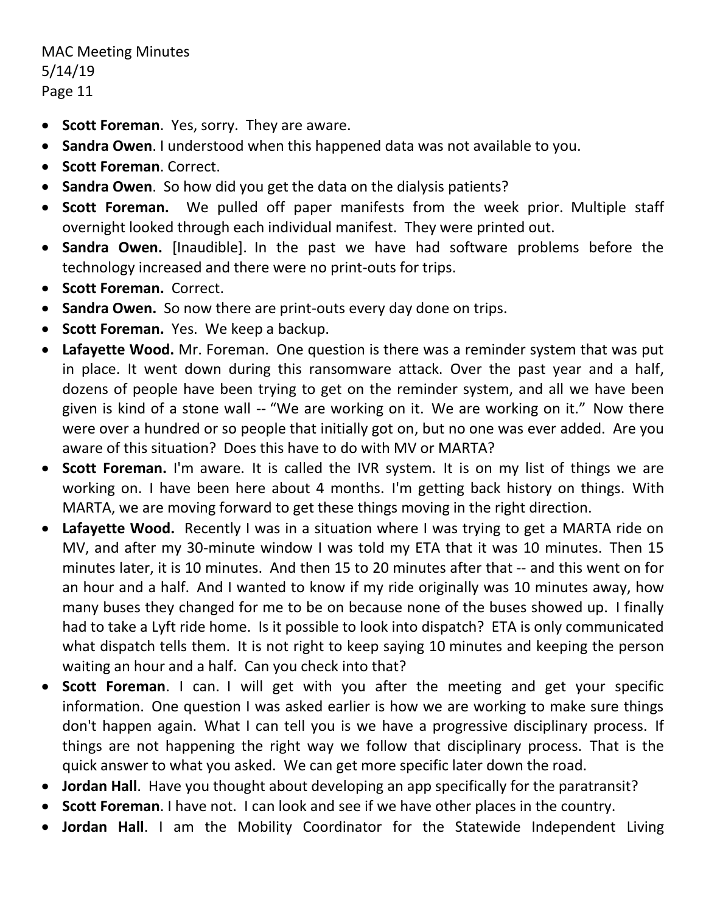- **Scott Foreman**. Yes, sorry. They are aware.
- **Sandra Owen**. I understood when this happened data was not available to you.
- **Scott Foreman**. Correct.
- **Sandra Owen**. So how did you get the data on the dialysis patients?
- **Scott Foreman.** We pulled off paper manifests from the week prior. Multiple staff overnight looked through each individual manifest. They were printed out.
- **Sandra Owen.** [Inaudible]. In the past we have had software problems before the technology increased and there were no print-outs for trips.
- **Scott Foreman.** Correct.
- **Sandra Owen.** So now there are print-outs every day done on trips.
- **Scott Foreman.** Yes. We keep a backup.
- **Lafayette Wood.** Mr. Foreman. One question is there was a reminder system that was put in place. It went down during this ransomware attack. Over the past year and a half, dozens of people have been trying to get on the reminder system, and all we have been given is kind of a stone wall -- "We are working on it. We are working on it." Now there were over a hundred or so people that initially got on, but no one was ever added. Are you aware of this situation? Does this have to do with MV or MARTA?
- **Scott Foreman.** I'm aware. It is called the IVR system. It is on my list of things we are working on. I have been here about 4 months. I'm getting back history on things. With MARTA, we are moving forward to get these things moving in the right direction.
- **Lafayette Wood.** Recently I was in a situation where I was trying to get a MARTA ride on MV, and after my 30-minute window I was told my ETA that it was 10 minutes. Then 15 minutes later, it is 10 minutes. And then 15 to 20 minutes after that -- and this went on for an hour and a half. And I wanted to know if my ride originally was 10 minutes away, how many buses they changed for me to be on because none of the buses showed up. I finally had to take a Lyft ride home. Is it possible to look into dispatch? ETA is only communicated what dispatch tells them. It is not right to keep saying 10 minutes and keeping the person waiting an hour and a half. Can you check into that?
- **Scott Foreman**. I can. I will get with you after the meeting and get your specific information. One question I was asked earlier is how we are working to make sure things don't happen again. What I can tell you is we have a progressive disciplinary process. If things are not happening the right way we follow that disciplinary process. That is the quick answer to what you asked. We can get more specific later down the road.
- **Jordan Hall**. Have you thought about developing an app specifically for the paratransit?
- **Scott Foreman**. I have not. I can look and see if we have other places in the country.
- **Jordan Hall**. I am the Mobility Coordinator for the Statewide Independent Living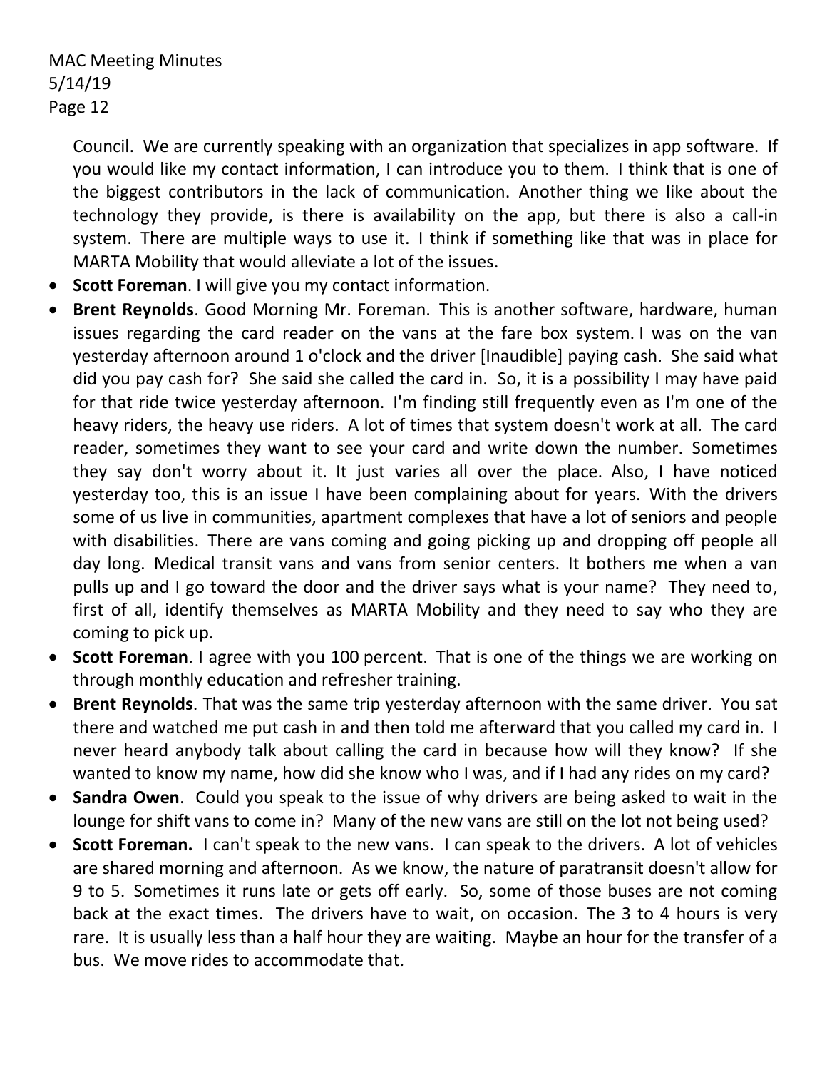Council. We are currently speaking with an organization that specializes in app software. If you would like my contact information, I can introduce you to them. I think that is one of the biggest contributors in the lack of communication. Another thing we like about the technology they provide, is there is availability on the app, but there is also a call-in system. There are multiple ways to use it. I think if something like that was in place for MARTA Mobility that would alleviate a lot of the issues.

- **Scott Foreman**. I will give you my contact information.
- **Brent Reynolds**. Good Morning Mr. Foreman. This is another software, hardware, human issues regarding the card reader on the vans at the fare box system. I was on the van yesterday afternoon around 1 o'clock and the driver [Inaudible] paying cash. She said what did you pay cash for? She said she called the card in. So, it is a possibility I may have paid for that ride twice yesterday afternoon. I'm finding still frequently even as I'm one of the heavy riders, the heavy use riders. A lot of times that system doesn't work at all. The card reader, sometimes they want to see your card and write down the number. Sometimes they say don't worry about it. It just varies all over the place. Also, I have noticed yesterday too, this is an issue I have been complaining about for years. With the drivers some of us live in communities, apartment complexes that have a lot of seniors and people with disabilities. There are vans coming and going picking up and dropping off people all day long. Medical transit vans and vans from senior centers. It bothers me when a van pulls up and I go toward the door and the driver says what is your name? They need to, first of all, identify themselves as MARTA Mobility and they need to say who they are coming to pick up.
- **Scott Foreman**. I agree with you 100 percent. That is one of the things we are working on through monthly education and refresher training.
- **Brent Reynolds**. That was the same trip yesterday afternoon with the same driver. You sat there and watched me put cash in and then told me afterward that you called my card in. I never heard anybody talk about calling the card in because how will they know? If she wanted to know my name, how did she know who I was, and if I had any rides on my card?
- **Sandra Owen**. Could you speak to the issue of why drivers are being asked to wait in the lounge for shift vans to come in? Many of the new vans are still on the lot not being used?
- **Scott Foreman.** I can't speak to the new vans. I can speak to the drivers. A lot of vehicles are shared morning and afternoon. As we know, the nature of paratransit doesn't allow for 9 to 5. Sometimes it runs late or gets off early. So, some of those buses are not coming back at the exact times. The drivers have to wait, on occasion. The 3 to 4 hours is very rare. It is usually less than a half hour they are waiting. Maybe an hour for the transfer of a bus. We move rides to accommodate that.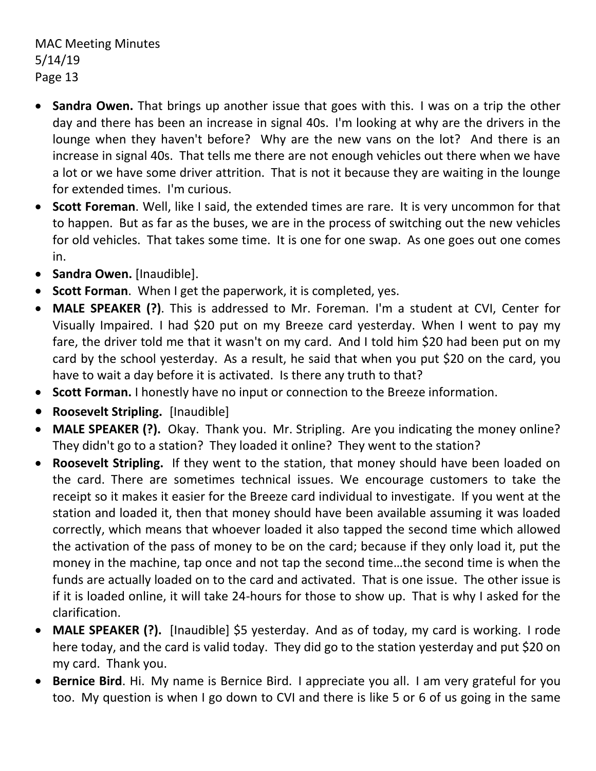- **Sandra Owen.** That brings up another issue that goes with this. I was on a trip the other day and there has been an increase in signal 40s. I'm looking at why are the drivers in the lounge when they haven't before? Why are the new vans on the lot? And there is an increase in signal 40s. That tells me there are not enough vehicles out there when we have a lot or we have some driver attrition. That is not it because they are waiting in the lounge for extended times. I'm curious.
- **Scott Foreman**. Well, like I said, the extended times are rare. It is very uncommon for that to happen. But as far as the buses, we are in the process of switching out the new vehicles for old vehicles. That takes some time. It is one for one swap. As one goes out one comes in.
- **Sandra Owen.** [Inaudible].
- **Scott Forman**. When I get the paperwork, it is completed, yes.
- **MALE SPEAKER (?)**. This is addressed to Mr. Foreman. I'm a student at CVI, Center for Visually Impaired. I had $20 put on my Breeze card yesterday. When I went to pay my fare, the driver told me that it wasn't on my card. And I told him $20 had been put on my card by the school yesterday. As a result, he said that when you put $20 on the card, you have to wait a day before it is activated. Is there any truth to that?
- **Scott Forman.** I honestly have no input or connection to the Breeze information.
- **Roosevelt Stripling.** [Inaudible]
- **MALE SPEAKER (?).** Okay. Thank you. Mr. Stripling. Are you indicating the money online? They didn't go to a station? They loaded it online? They went to the station?
- **Roosevelt Stripling.** If they went to the station, that money should have been loaded on the card. There are sometimes technical issues. We encourage customers to take the receipt so it makes it easier for the Breeze card individual to investigate. If you went at the station and loaded it, then that money should have been available assuming it was loaded correctly, which means that whoever loaded it also tapped the second time which allowed the activation of the pass of money to be on the card; because if they only load it, put the money in the machine, tap once and not tap the second time…the second time is when the funds are actually loaded on to the card and activated. That is one issue. The other issue is if it is loaded online, it will take 24-hours for those to show up. That is why I asked for the clarification.
- **MALE SPEAKER (?).** [Inaudible] $5 yesterday. And as of today, my card is working. I rode here today, and the card is valid today. They did go to the station yesterday and put $20 on my card. Thank you.
- **Bernice Bird**. Hi. My name is Bernice Bird. I appreciate you all. I am very grateful for you too. My question is when I go down to CVI and there is like 5 or 6 of us going in the same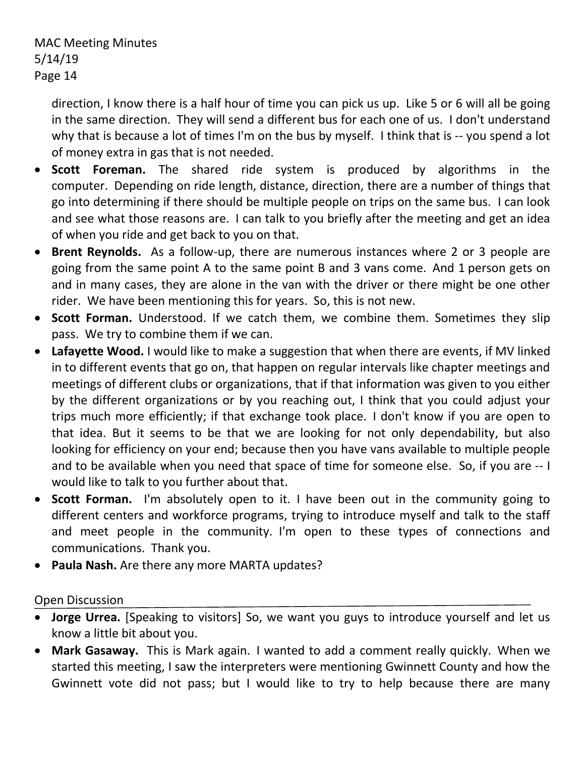direction, I know there is a half hour of time you can pick us up. Like 5 or 6 will all be going in the same direction. They will send a different bus for each one of us. I don't understand why that is because a lot of times I'm on the bus by myself. I think that is -- you spend a lot of money extra in gas that is not needed.

- **Scott Foreman.** The shared ride system is produced by algorithms in the computer. Depending on ride length, distance, direction, there are a number of things that go into determining if there should be multiple people on trips on the same bus. I can look and see what those reasons are. I can talk to you briefly after the meeting and get an idea of when you ride and get back to you on that.
- **Brent Reynolds.** As a follow-up, there are numerous instances where 2 or 3 people are going from the same point A to the same point B and 3 vans come. And 1 person gets on and in many cases, they are alone in the van with the driver or there might be one other rider. We have been mentioning this for years. So, this is not new.
- **Scott Forman.** Understood. If we catch them, we combine them. Sometimes they slip pass. We try to combine them if we can.
- **Lafayette Wood.** I would like to make a suggestion that when there are events, if MV linked in to different events that go on, that happen on regular intervals like chapter meetings and meetings of different clubs or organizations, that if that information was given to you either by the different organizations or by you reaching out, I think that you could adjust your trips much more efficiently; if that exchange took place. I don't know if you are open to that idea. But it seems to be that we are looking for not only dependability, but also looking for efficiency on your end; because then you have vans available to multiple people and to be available when you need that space of time for someone else. So, if you are -- I would like to talk to you further about that.
- **Scott Forman.** I'm absolutely open to it. I have been out in the community going to different centers and workforce programs, trying to introduce myself and talk to the staff and meet people in the community. I'm open to these types of connections and communications. Thank you.
- **Paula Nash.** Are there any more MARTA updates?

## Open Discussion

- **Jorge Urrea.** [Speaking to visitors] So, we want you guys to introduce yourself and let us know a little bit about you.
- **Mark Gasaway.** This is Mark again. I wanted to add a comment really quickly. When we started this meeting, I saw the interpreters were mentioning Gwinnett County and how the Gwinnett vote did not pass; but I would like to try to help because there are many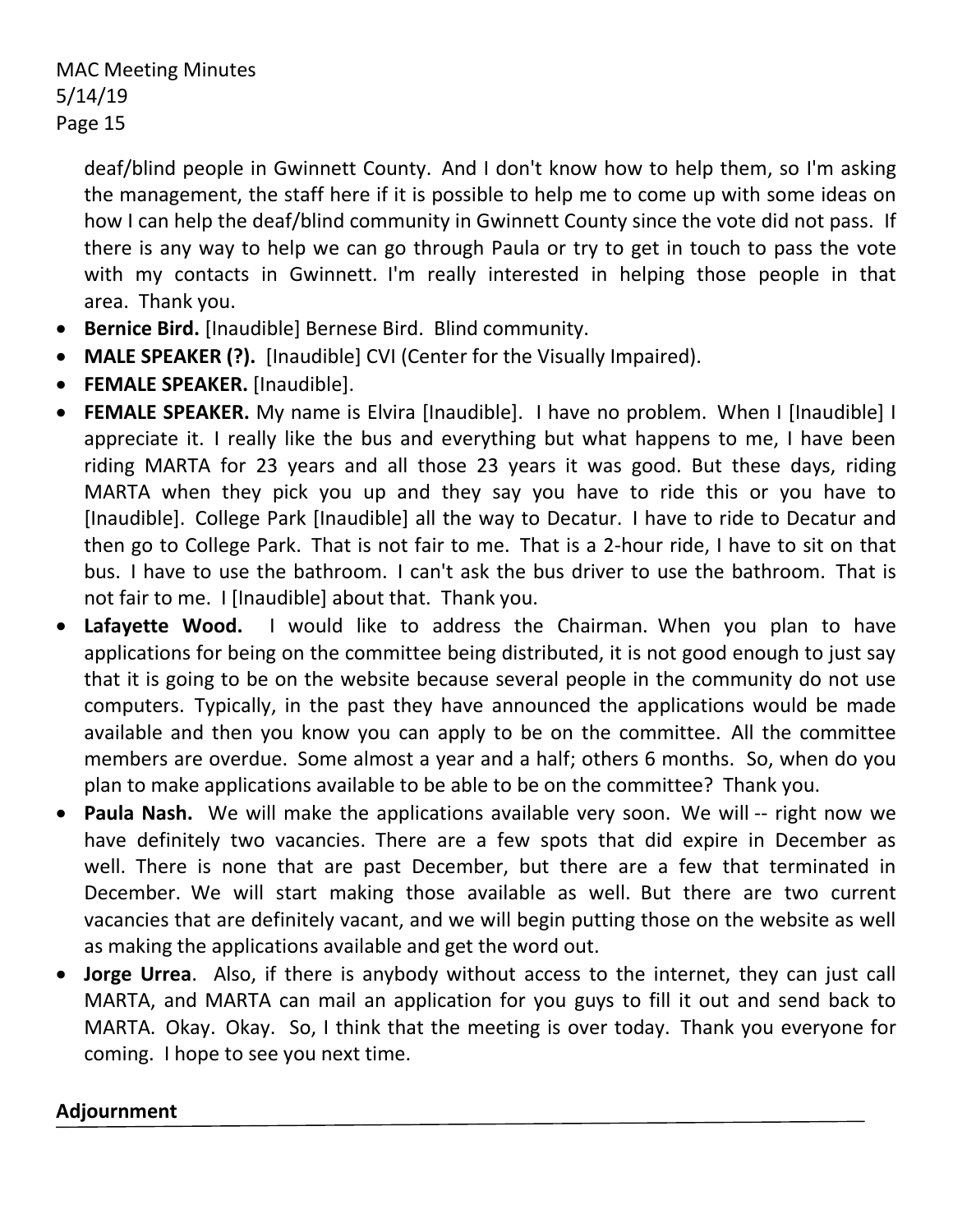deaf/blind people in Gwinnett County. And I don't know how to help them, so I'm asking the management, the staff here if it is possible to help me to come up with some ideas on how I can help the deaf/blind community in Gwinnett County since the vote did not pass. If there is any way to help we can go through Paula or try to get in touch to pass the vote with my contacts in Gwinnett. I'm really interested in helping those people in that area. Thank you.

- **Bernice Bird.** [Inaudible] Bernese Bird. Blind community.
- **MALE SPEAKER (?).** [Inaudible] CVI (Center for the Visually Impaired).
- **FEMALE SPEAKER.** [Inaudible].
- **FEMALE SPEAKER.** My name is Elvira [Inaudible]. I have no problem. When I [Inaudible] I appreciate it. I really like the bus and everything but what happens to me, I have been riding MARTA for 23 years and all those 23 years it was good. But these days, riding MARTA when they pick you up and they say you have to ride this or you have to [Inaudible]. College Park [Inaudible] all the way to Decatur. I have to ride to Decatur and then go to College Park. That is not fair to me. That is a 2-hour ride, I have to sit on that bus. I have to use the bathroom. I can't ask the bus driver to use the bathroom. That is not fair to me. I [Inaudible] about that. Thank you.
- **Lafayette Wood.** I would like to address the Chairman. When you plan to have applications for being on the committee being distributed, it is not good enough to just say that it is going to be on the website because several people in the community do not use computers. Typically, in the past they have announced the applications would be made available and then you know you can apply to be on the committee. All the committee members are overdue. Some almost a year and a half; others 6 months. So, when do you plan to make applications available to be able to be on the committee? Thank you.
- **Paula Nash.** We will make the applications available very soon. We will -- right now we have definitely two vacancies. There are a few spots that did expire in December as well. There is none that are past December, but there are a few that terminated in December. We will start making those available as well. But there are two current vacancies that are definitely vacant, and we will begin putting those on the website as well as making the applications available and get the word out.
- **Jorge Urrea**. Also, if there is anybody without access to the internet, they can just call MARTA, and MARTA can mail an application for you guys to fill it out and send back to MARTA. Okay. Okay. So, I think that the meeting is over today. Thank you everyone for coming. I hope to see you next time.

## Adjournment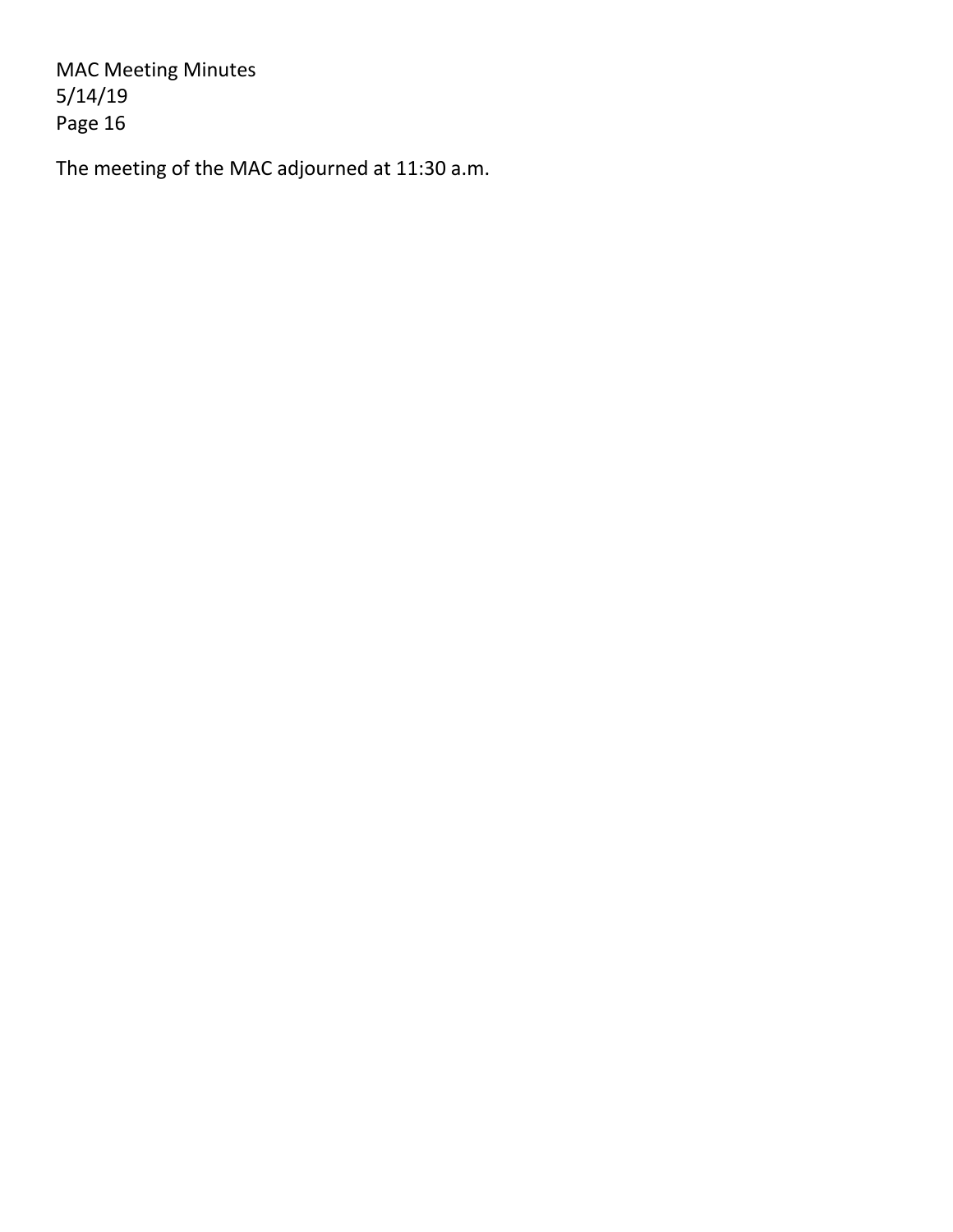The meeting of the MAC adjourned at 11:30 a.m.